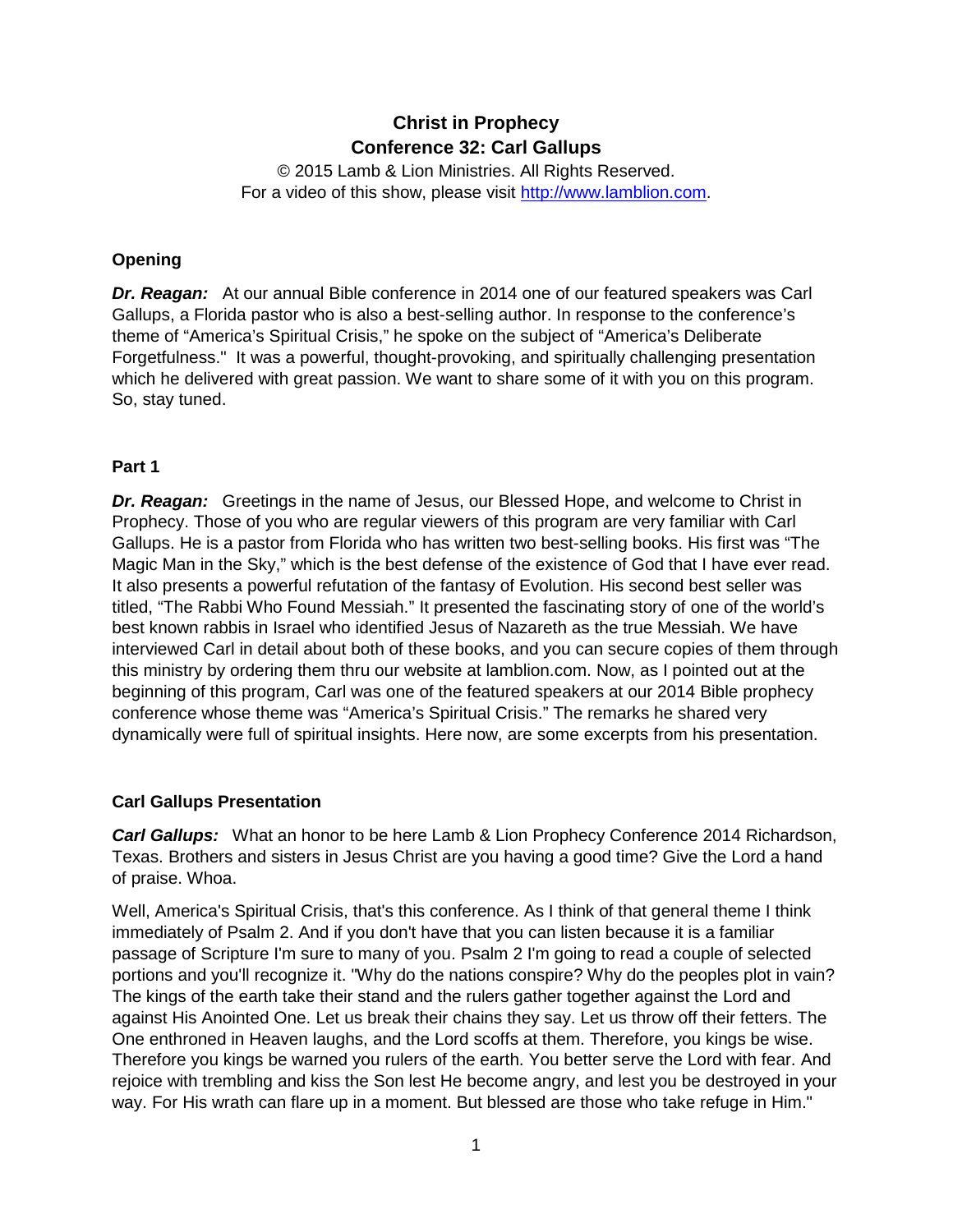# Christ in Prophecy
## Conference 32: Carl Gallups

© 2015 Lamb & Lion Ministries. All Rights Reserved.
For a video of this show, please visit http://www.lamblion.com.

### Opening

***Dr. Reagan:*** At our annual Bible conference in 2014 one of our featured speakers was Carl Gallups, a Florida pastor who is also a best-selling author. In response to the conference's theme of "America's Spiritual Crisis," he spoke on the subject of "America's Deliberate Forgetfulness." It was a powerful, thought-provoking, and spiritually challenging presentation which he delivered with great passion. We want to share some of it with you on this program. So, stay tuned.

### Part 1

***Dr. Reagan:*** Greetings in the name of Jesus, our Blessed Hope, and welcome to Christ in Prophecy. Those of you who are regular viewers of this program are very familiar with Carl Gallups. He is a pastor from Florida who has written two best-selling books. His first was "The Magic Man in the Sky," which is the best defense of the existence of God that I have ever read. It also presents a powerful refutation of the fantasy of Evolution. His second best seller was titled, "The Rabbi Who Found Messiah." It presented the fascinating story of one of the world's best known rabbis in Israel who identified Jesus of Nazareth as the true Messiah. We have interviewed Carl in detail about both of these books, and you can secure copies of them through this ministry by ordering them thru our website at lamblion.com. Now, as I pointed out at the beginning of this program, Carl was one of the featured speakers at our 2014 Bible prophecy conference whose theme was "America's Spiritual Crisis." The remarks he shared very dynamically were full of spiritual insights. Here now, are some excerpts from his presentation.

### Carl Gallups Presentation

***Carl Gallups:*** What an honor to be here Lamb & Lion Prophecy Conference 2014 Richardson, Texas. Brothers and sisters in Jesus Christ are you having a good time? Give the Lord a hand of praise. Whoa.

Well, America's Spiritual Crisis, that's this conference. As I think of that general theme I think immediately of Psalm 2. And if you don't have that you can listen because it is a familiar passage of Scripture I'm sure to many of you. Psalm 2 I'm going to read a couple of selected portions and you'll recognize it. "Why do the nations conspire? Why do the peoples plot in vain? The kings of the earth take their stand and the rulers gather together against the Lord and against His Anointed One. Let us break their chains they say. Let us throw off their fetters. The One enthroned in Heaven laughs, and the Lord scoffs at them. Therefore, you kings be wise. Therefore you kings be warned you rulers of the earth. You better serve the Lord with fear. And rejoice with trembling and kiss the Son lest He become angry, and lest you be destroyed in your way. For His wrath can flare up in a moment. But blessed are those who take refuge in Him."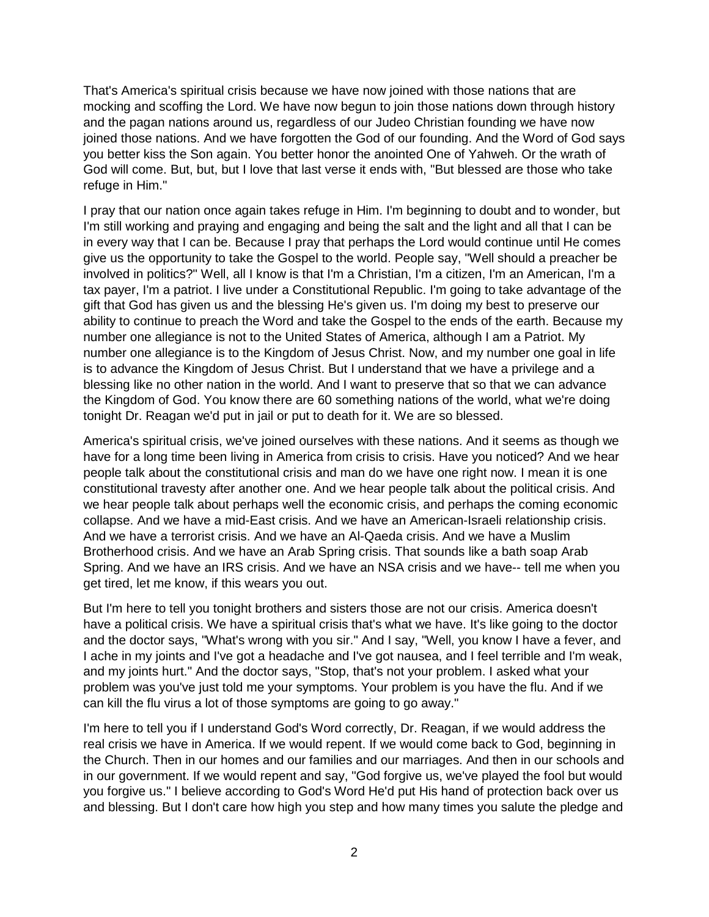That's America's spiritual crisis because we have now joined with those nations that are mocking and scoffing the Lord. We have now begun to join those nations down through history and the pagan nations around us, regardless of our Judeo Christian founding we have now joined those nations. And we have forgotten the God of our founding. And the Word of God says you better kiss the Son again. You better honor the anointed One of Yahweh. Or the wrath of God will come. But, but, but I love that last verse it ends with, "But blessed are those who take refuge in Him."

I pray that our nation once again takes refuge in Him. I'm beginning to doubt and to wonder, but I'm still working and praying and engaging and being the salt and the light and all that I can be in every way that I can be. Because I pray that perhaps the Lord would continue until He comes give us the opportunity to take the Gospel to the world. People say, "Well should a preacher be involved in politics?" Well, all I know is that I'm a Christian, I'm a citizen, I'm an American, I'm a tax payer, I'm a patriot. I live under a Constitutional Republic. I'm going to take advantage of the gift that God has given us and the blessing He's given us. I'm doing my best to preserve our ability to continue to preach the Word and take the Gospel to the ends of the earth. Because my number one allegiance is not to the United States of America, although I am a Patriot. My number one allegiance is to the Kingdom of Jesus Christ. Now, and my number one goal in life is to advance the Kingdom of Jesus Christ. But I understand that we have a privilege and a blessing like no other nation in the world. And I want to preserve that so that we can advance the Kingdom of God. You know there are 60 something nations of the world, what we're doing tonight Dr. Reagan we'd put in jail or put to death for it. We are so blessed.

America's spiritual crisis, we've joined ourselves with these nations. And it seems as though we have for a long time been living in America from crisis to crisis. Have you noticed? And we hear people talk about the constitutional crisis and man do we have one right now. I mean it is one constitutional travesty after another one. And we hear people talk about the political crisis. And we hear people talk about perhaps well the economic crisis, and perhaps the coming economic collapse. And we have a mid-East crisis. And we have an American-Israeli relationship crisis. And we have a terrorist crisis. And we have an Al-Qaeda crisis. And we have a Muslim Brotherhood crisis. And we have an Arab Spring crisis. That sounds like a bath soap Arab Spring. And we have an IRS crisis. And we have an NSA crisis and we have-- tell me when you get tired, let me know, if this wears you out.

But I'm here to tell you tonight brothers and sisters those are not our crisis. America doesn't have a political crisis. We have a spiritual crisis that's what we have. It's like going to the doctor and the doctor says, "What's wrong with you sir." And I say, "Well, you know I have a fever, and I ache in my joints and I've got a headache and I've got nausea, and I feel terrible and I'm weak, and my joints hurt." And the doctor says, "Stop, that's not your problem. I asked what your problem was you've just told me your symptoms. Your problem is you have the flu. And if we can kill the flu virus a lot of those symptoms are going to go away."

I'm here to tell you if I understand God's Word correctly, Dr. Reagan, if we would address the real crisis we have in America. If we would repent. If we would come back to God, beginning in the Church. Then in our homes and our families and our marriages. And then in our schools and in our government. If we would repent and say, "God forgive us, we've played the fool but would you forgive us." I believe according to God's Word He'd put His hand of protection back over us and blessing. But I don't care how high you step and how many times you salute the pledge and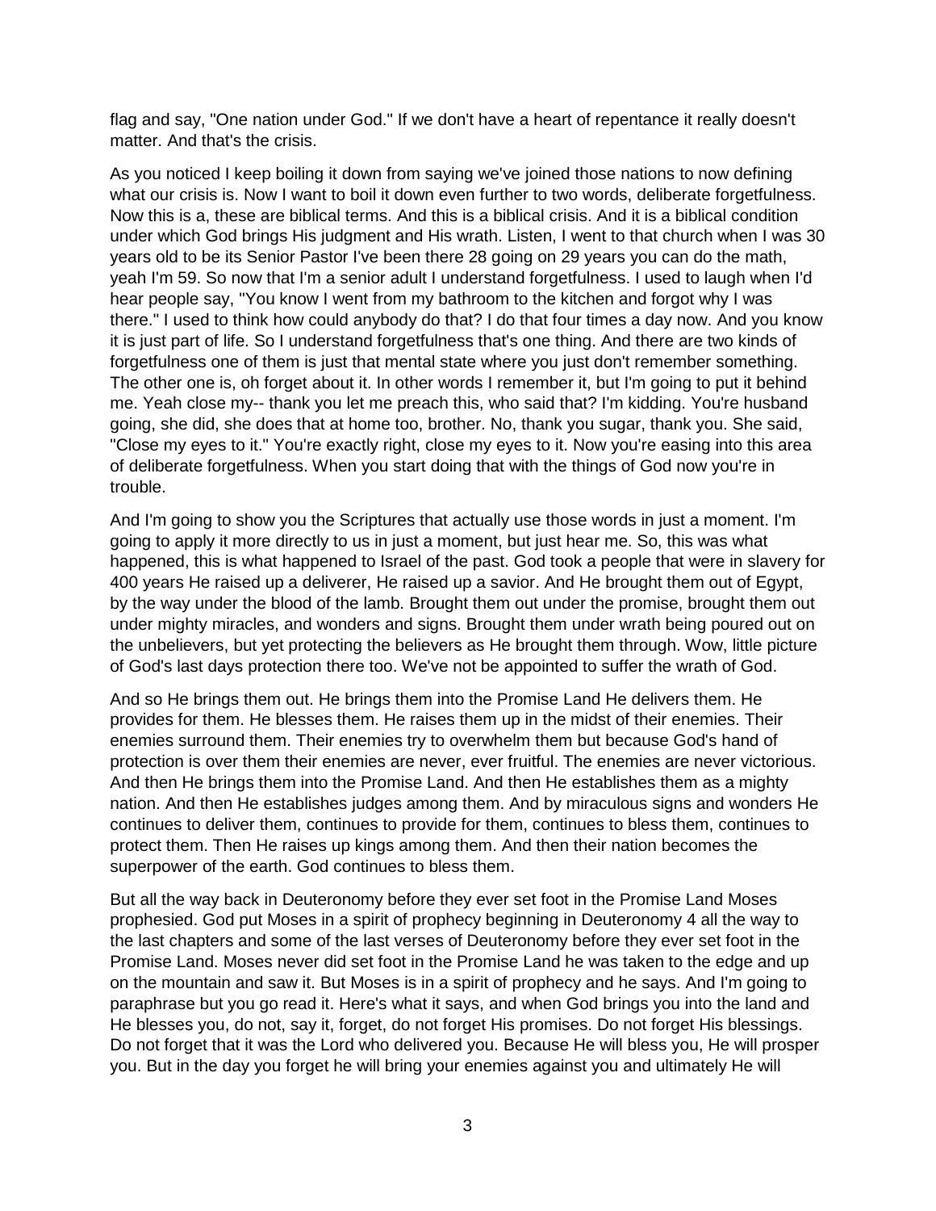flag and say, "One nation under God." If we don't have a heart of repentance it really doesn't matter. And that's the crisis.

As you noticed I keep boiling it down from saying we've joined those nations to now defining what our crisis is. Now I want to boil it down even further to two words, deliberate forgetfulness. Now this is a, these are biblical terms. And this is a biblical crisis. And it is a biblical condition under which God brings His judgment and His wrath. Listen, I went to that church when I was 30 years old to be its Senior Pastor I've been there 28 going on 29 years you can do the math, yeah I'm 59. So now that I'm a senior adult I understand forgetfulness. I used to laugh when I'd hear people say, "You know I went from my bathroom to the kitchen and forgot why I was there." I used to think how could anybody do that? I do that four times a day now. And you know it is just part of life. So I understand forgetfulness that's one thing. And there are two kinds of forgetfulness one of them is just that mental state where you just don't remember something. The other one is, oh forget about it. In other words I remember it, but I'm going to put it behind me. Yeah close my-- thank you let me preach this, who said that? I'm kidding. You're husband going, she did, she does that at home too, brother. No, thank you sugar, thank you. She said, "Close my eyes to it." You're exactly right, close my eyes to it. Now you're easing into this area of deliberate forgetfulness. When you start doing that with the things of God now you're in trouble.

And I'm going to show you the Scriptures that actually use those words in just a moment. I'm going to apply it more directly to us in just a moment, but just hear me. So, this was what happened, this is what happened to Israel of the past. God took a people that were in slavery for 400 years He raised up a deliverer, He raised up a savior. And He brought them out of Egypt, by the way under the blood of the lamb. Brought them out under the promise, brought them out under mighty miracles, and wonders and signs. Brought them under wrath being poured out on the unbelievers, but yet protecting the believers as He brought them through. Wow, little picture of God's last days protection there too. We've not be appointed to suffer the wrath of God.

And so He brings them out. He brings them into the Promise Land He delivers them. He provides for them. He blesses them. He raises them up in the midst of their enemies. Their enemies surround them. Their enemies try to overwhelm them but because God's hand of protection is over them their enemies are never, ever fruitful. The enemies are never victorious. And then He brings them into the Promise Land. And then He establishes them as a mighty nation. And then He establishes judges among them. And by miraculous signs and wonders He continues to deliver them, continues to provide for them, continues to bless them, continues to protect them. Then He raises up kings among them. And then their nation becomes the superpower of the earth. God continues to bless them.

But all the way back in Deuteronomy before they ever set foot in the Promise Land Moses prophesied. God put Moses in a spirit of prophecy beginning in Deuteronomy 4 all the way to the last chapters and some of the last verses of Deuteronomy before they ever set foot in the Promise Land. Moses never did set foot in the Promise Land he was taken to the edge and up on the mountain and saw it. But Moses is in a spirit of prophecy and he says. And I'm going to paraphrase but you go read it. Here's what it says, and when God brings you into the land and He blesses you, do not, say it, forget, do not forget His promises. Do not forget His blessings. Do not forget that it was the Lord who delivered you. Because He will bless you, He will prosper you. But in the day you forget he will bring your enemies against you and ultimately He will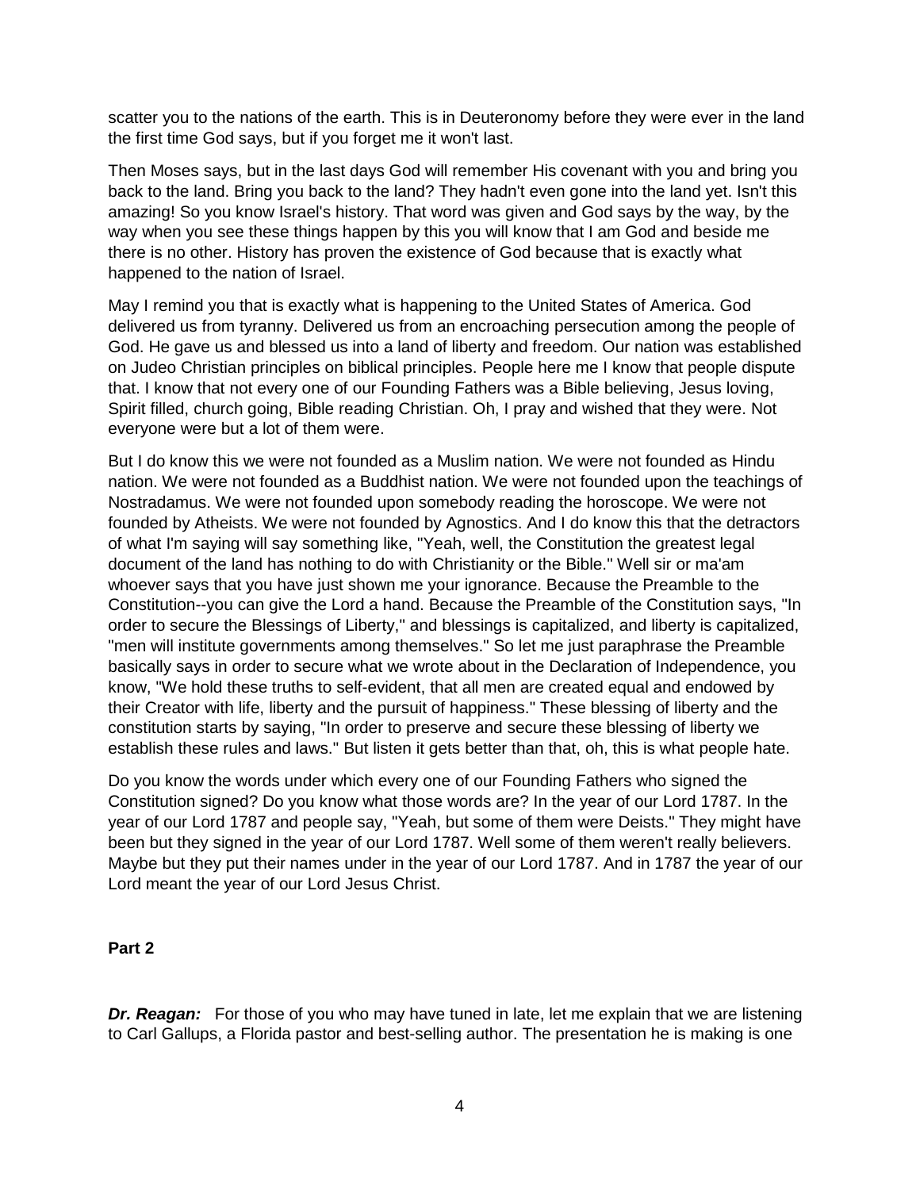scatter you to the nations of the earth. This is in Deuteronomy before they were ever in the land the first time God says, but if you forget me it won't last.

Then Moses says, but in the last days God will remember His covenant with you and bring you back to the land. Bring you back to the land? They hadn't even gone into the land yet. Isn't this amazing! So you know Israel's history. That word was given and God says by the way, by the way when you see these things happen by this you will know that I am God and beside me there is no other. History has proven the existence of God because that is exactly what happened to the nation of Israel.

May I remind you that is exactly what is happening to the United States of America. God delivered us from tyranny. Delivered us from an encroaching persecution among the people of God. He gave us and blessed us into a land of liberty and freedom. Our nation was established on Judeo Christian principles on biblical principles. People here me I know that people dispute that. I know that not every one of our Founding Fathers was a Bible believing, Jesus loving, Spirit filled, church going, Bible reading Christian. Oh, I pray and wished that they were. Not everyone were but a lot of them were.

But I do know this we were not founded as a Muslim nation. We were not founded as Hindu nation. We were not founded as a Buddhist nation. We were not founded upon the teachings of Nostradamus. We were not founded upon somebody reading the horoscope. We were not founded by Atheists. We were not founded by Agnostics. And I do know this that the detractors of what I'm saying will say something like, "Yeah, well, the Constitution the greatest legal document of the land has nothing to do with Christianity or the Bible." Well sir or ma'am whoever says that you have just shown me your ignorance. Because the Preamble to the Constitution--you can give the Lord a hand. Because the Preamble of the Constitution says, "In order to secure the Blessings of Liberty," and blessings is capitalized, and liberty is capitalized, "men will institute governments among themselves." So let me just paraphrase the Preamble basically says in order to secure what we wrote about in the Declaration of Independence, you know, "We hold these truths to self-evident, that all men are created equal and endowed by their Creator with life, liberty and the pursuit of happiness." These blessing of liberty and the constitution starts by saying, "In order to preserve and secure these blessing of liberty we establish these rules and laws." But listen it gets better than that, oh, this is what people hate.

Do you know the words under which every one of our Founding Fathers who signed the Constitution signed? Do you know what those words are? In the year of our Lord 1787. In the year of our Lord 1787 and people say, "Yeah, but some of them were Deists." They might have been but they signed in the year of our Lord 1787. Well some of them weren't really believers. Maybe but they put their names under in the year of our Lord 1787. And in 1787 the year of our Lord meant the year of our Lord Jesus Christ.

**Part 2**

***Dr. Reagan:*** For those of you who may have tuned in late, let me explain that we are listening to Carl Gallups, a Florida pastor and best-selling author. The presentation he is making is one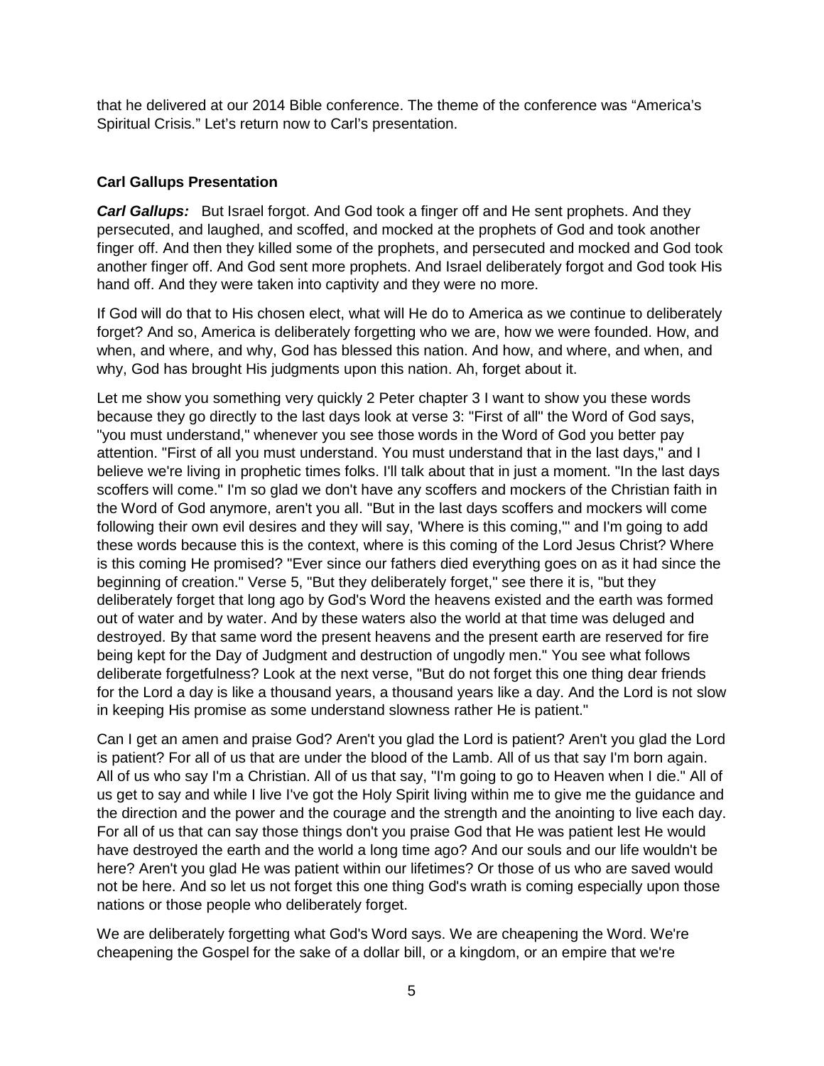that he delivered at our 2014 Bible conference. The theme of the conference was "America's Spiritual Crisis." Let's return now to Carl's presentation.

### Carl Gallups Presentation

***Carl Gallups:*** But Israel forgot. And God took a finger off and He sent prophets. And they persecuted, and laughed, and scoffed, and mocked at the prophets of God and took another finger off. And then they killed some of the prophets, and persecuted and mocked and God took another finger off. And God sent more prophets. And Israel deliberately forgot and God took His hand off. And they were taken into captivity and they were no more.

If God will do that to His chosen elect, what will He do to America as we continue to deliberately forget? And so, America is deliberately forgetting who we are, how we were founded. How, and when, and where, and why, God has blessed this nation. And how, and where, and when, and why, God has brought His judgments upon this nation. Ah, forget about it.

Let me show you something very quickly 2 Peter chapter 3 I want to show you these words because they go directly to the last days look at verse 3: "First of all" the Word of God says, "you must understand," whenever you see those words in the Word of God you better pay attention. "First of all you must understand. You must understand that in the last days," and I believe we're living in prophetic times folks. I'll talk about that in just a moment. "In the last days scoffers will come." I'm so glad we don't have any scoffers and mockers of the Christian faith in the Word of God anymore, aren't you all. "But in the last days scoffers and mockers will come following their own evil desires and they will say, 'Where is this coming,'" and I'm going to add these words because this is the context, where is this coming of the Lord Jesus Christ? Where is this coming He promised? "Ever since our fathers died everything goes on as it had since the beginning of creation." Verse 5, "But they deliberately forget," see there it is, "but they deliberately forget that long ago by God's Word the heavens existed and the earth was formed out of water and by water. And by these waters also the world at that time was deluged and destroyed. By that same word the present heavens and the present earth are reserved for fire being kept for the Day of Judgment and destruction of ungodly men." You see what follows deliberate forgetfulness? Look at the next verse, "But do not forget this one thing dear friends for the Lord a day is like a thousand years, a thousand years like a day. And the Lord is not slow in keeping His promise as some understand slowness rather He is patient."

Can I get an amen and praise God? Aren't you glad the Lord is patient? Aren't you glad the Lord is patient? For all of us that are under the blood of the Lamb. All of us that say I'm born again. All of us who say I'm a Christian. All of us that say, "I'm going to go to Heaven when I die." All of us get to say and while I live I've got the Holy Spirit living within me to give me the guidance and the direction and the power and the courage and the strength and the anointing to live each day. For all of us that can say those things don't you praise God that He was patient lest He would have destroyed the earth and the world a long time ago? And our souls and our life wouldn't be here? Aren't you glad He was patient within our lifetimes? Or those of us who are saved would not be here. And so let us not forget this one thing God's wrath is coming especially upon those nations or those people who deliberately forget.

We are deliberately forgetting what God's Word says. We are cheapening the Word. We're cheapening the Gospel for the sake of a dollar bill, or a kingdom, or an empire that we're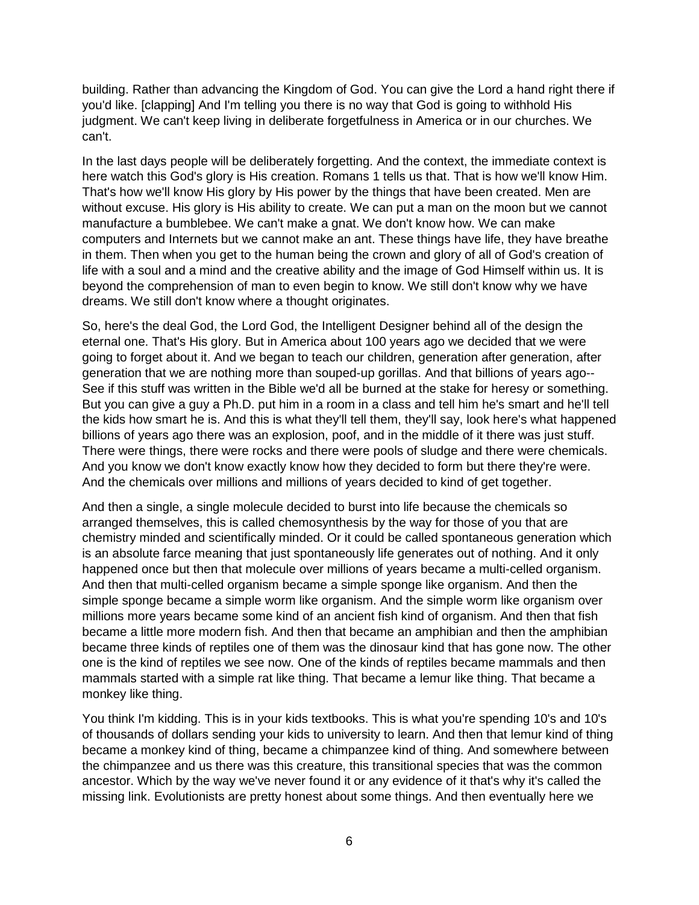building. Rather than advancing the Kingdom of God. You can give the Lord a hand right there if you'd like. [clapping] And I'm telling you there is no way that God is going to withhold His judgment. We can't keep living in deliberate forgetfulness in America or in our churches. We can't.

In the last days people will be deliberately forgetting. And the context, the immediate context is here watch this God's glory is His creation. Romans 1 tells us that. That is how we'll know Him. That's how we'll know His glory by His power by the things that have been created. Men are without excuse. His glory is His ability to create. We can put a man on the moon but we cannot manufacture a bumblebee. We can't make a gnat. We don't know how. We can make computers and Internets but we cannot make an ant. These things have life, they have breathe in them. Then when you get to the human being the crown and glory of all of God's creation of life with a soul and a mind and the creative ability and the image of God Himself within us. It is beyond the comprehension of man to even begin to know. We still don't know why we have dreams. We still don't know where a thought originates.

So, here's the deal God, the Lord God, the Intelligent Designer behind all of the design the eternal one. That's His glory. But in America about 100 years ago we decided that we were going to forget about it. And we began to teach our children, generation after generation, after generation that we are nothing more than souped-up gorillas. And that billions of years ago-- See if this stuff was written in the Bible we'd all be burned at the stake for heresy or something. But you can give a guy a Ph.D. put him in a room in a class and tell him he's smart and he'll tell the kids how smart he is. And this is what they'll tell them, they'll say, look here's what happened billions of years ago there was an explosion, poof, and in the middle of it there was just stuff. There were things, there were rocks and there were pools of sludge and there were chemicals. And you know we don't know exactly know how they decided to form but there they're were. And the chemicals over millions and millions of years decided to kind of get together.

And then a single, a single molecule decided to burst into life because the chemicals so arranged themselves, this is called chemosynthesis by the way for those of you that are chemistry minded and scientifically minded. Or it could be called spontaneous generation which is an absolute farce meaning that just spontaneously life generates out of nothing. And it only happened once but then that molecule over millions of years became a multi-celled organism. And then that multi-celled organism became a simple sponge like organism. And then the simple sponge became a simple worm like organism. And the simple worm like organism over millions more years became some kind of an ancient fish kind of organism. And then that fish became a little more modern fish. And then that became an amphibian and then the amphibian became three kinds of reptiles one of them was the dinosaur kind that has gone now. The other one is the kind of reptiles we see now. One of the kinds of reptiles became mammals and then mammals started with a simple rat like thing. That became a lemur like thing. That became a monkey like thing.

You think I'm kidding. This is in your kids textbooks. This is what you're spending 10's and 10's of thousands of dollars sending your kids to university to learn. And then that lemur kind of thing became a monkey kind of thing, became a chimpanzee kind of thing. And somewhere between the chimpanzee and us there was this creature, this transitional species that was the common ancestor. Which by the way we've never found it or any evidence of it that's why it's called the missing link. Evolutionists are pretty honest about some things. And then eventually here we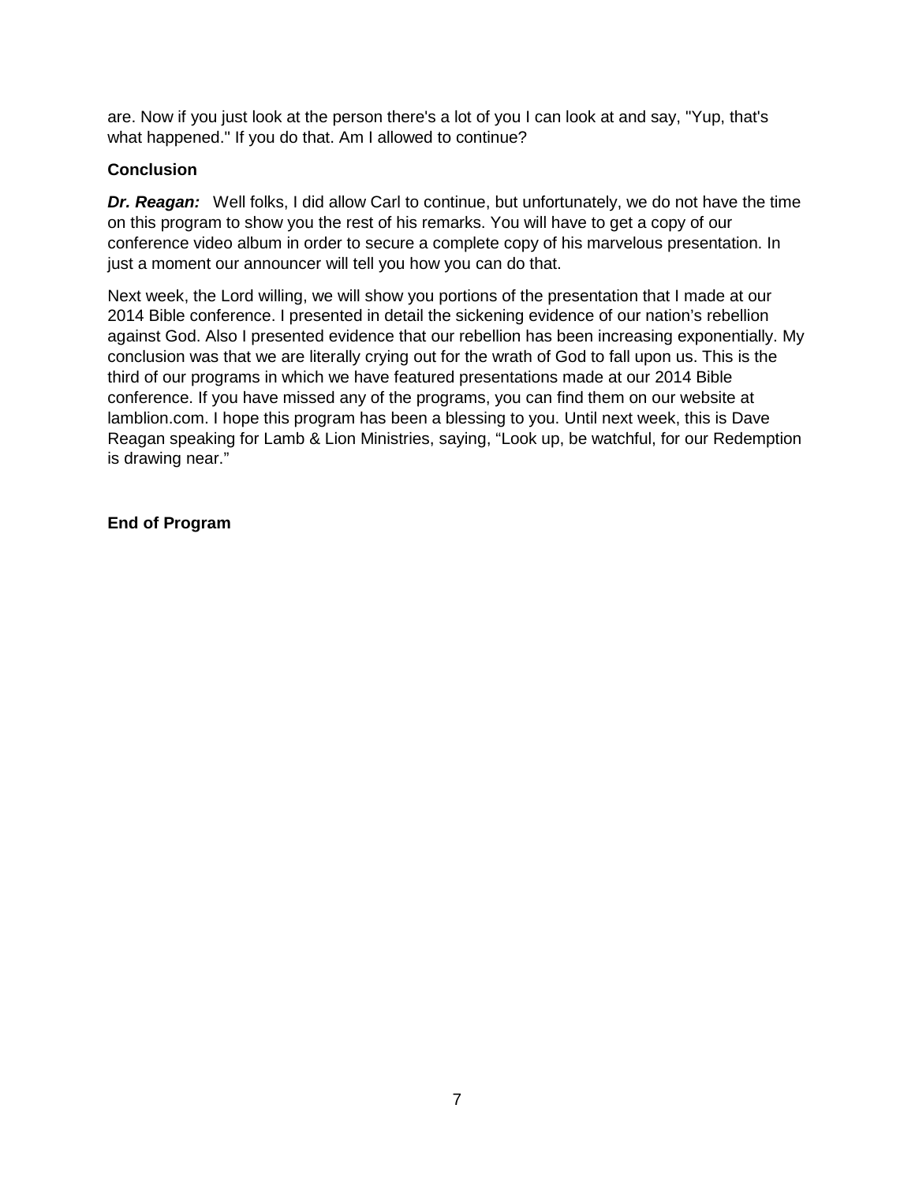are. Now if you just look at the person there's a lot of you I can look at and say, "Yup, that's what happened." If you do that. Am I allowed to continue?

**Conclusion**

***Dr. Reagan:*** Well folks, I did allow Carl to continue, but unfortunately, we do not have the time on this program to show you the rest of his remarks. You will have to get a copy of our conference video album in order to secure a complete copy of his marvelous presentation. In just a moment our announcer will tell you how you can do that.

Next week, the Lord willing, we will show you portions of the presentation that I made at our 2014 Bible conference. I presented in detail the sickening evidence of our nation's rebellion against God. Also I presented evidence that our rebellion has been increasing exponentially. My conclusion was that we are literally crying out for the wrath of God to fall upon us. This is the third of our programs in which we have featured presentations made at our 2014 Bible conference. If you have missed any of the programs, you can find them on our website at lamblion.com. I hope this program has been a blessing to you. Until next week, this is Dave Reagan speaking for Lamb & Lion Ministries, saying, "Look up, be watchful, for our Redemption is drawing near."

**End of Program**